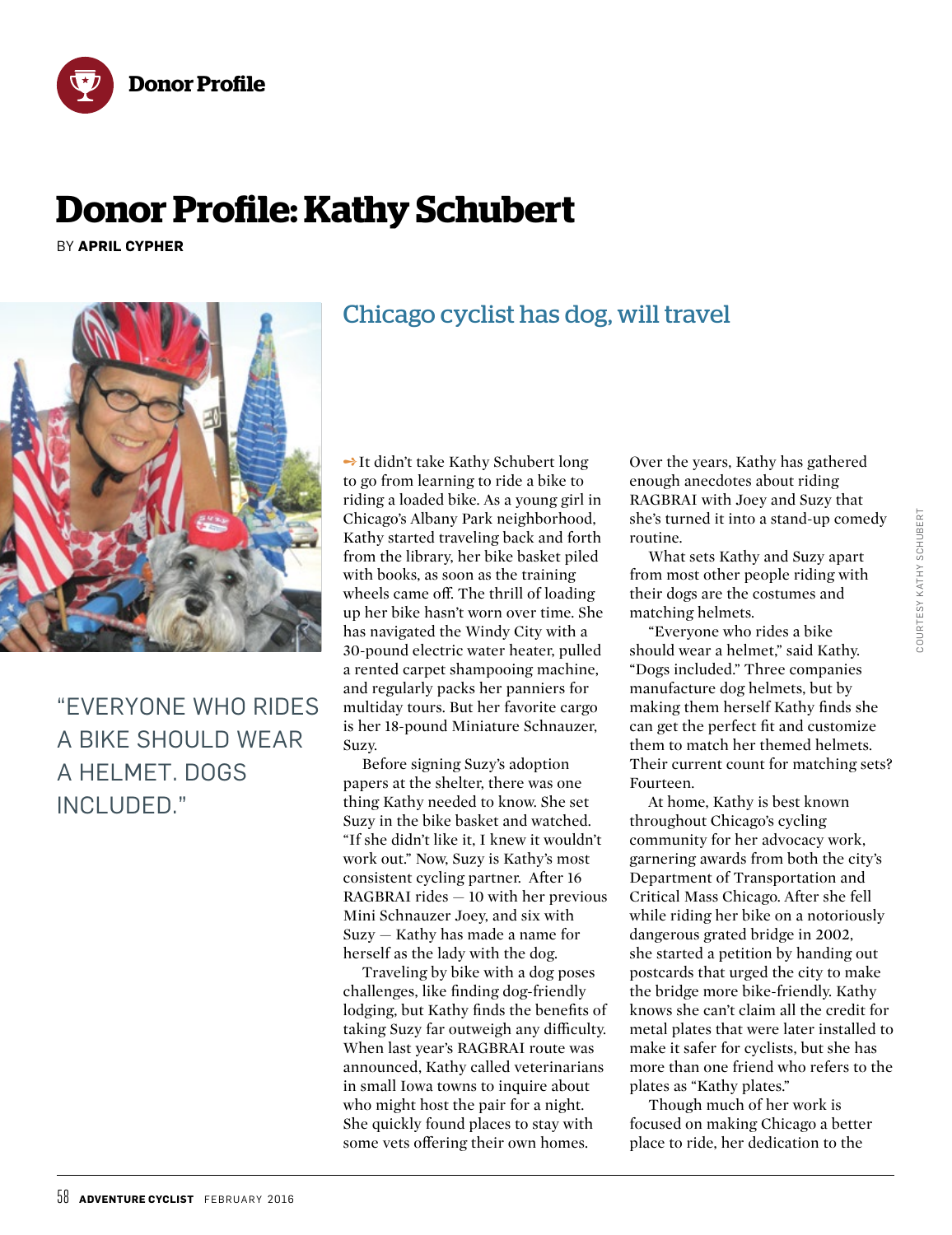# Donor Profile: Kathy Schubert

BY **APRIL CYPHER**

## Chicago cyclist has dog, will travel

"EVERYONE WHO RIDES A BIKE SHOULD WEAR A HELMET. DOGS INCLUDED."

It didn't take Kathy Schubert long to go from learning to ride a bike to riding a loaded bike. As a young girl in Chicago's Albany Park neighborhood, Kathy started traveling back and forth from the library, her bike basket piled with books, as soon as the training wheels came off. The thrill of loading up her bike hasn't worn over time. She has navigated the Windy City with a 30-pound electric water heater, pulled a rented carpet shampooing machine, and regularly packs her panniers for multiday tours. But her favorite cargo is her 18-pound Miniature Schnauzer, Suzy.

Before signing Suzy's adoption papers at the shelter, there was one thing Kathy needed to know. She set Suzy in the bike basket and watched. "If she didn't like it, I knew it wouldn't work out." Now, Suzy is Kathy's most consistent cycling partner. After 16 RAGBRAI rides — 10 with her previous Mini Schnauzer Joey, and six with Suzy — Kathy has made a name for herself as the lady with the dog.

Traveling by bike with a dog poses challenges, like finding dog-friendly lodging, but Kathy finds the benefits of taking Suzy far outweigh any difficulty. When last year's RAGBRAI route was announced, Kathy called veterinarians in small Iowa towns to inquire about who might host the pair for a night. She quickly found places to stay with some vets offering their own homes.

Over the years, Kathy has gathered enough anecdotes about riding RAGBRAI with Joey and Suzy that she's turned it into a stand-up comedy routine.

What sets Kathy and Suzy apart from most other people riding with their dogs are the costumes and matching helmets.

"Everyone who rides a bike should wear a helmet," said Kathy. "Dogs included." Three companies manufacture dog helmets, but by making them herself Kathy finds she can get the perfect fit and customize them to match her themed helmets. Their current count for matching sets? Fourteen.

At home, Kathy is best known throughout Chicago's cycling community for her advocacy work, garnering awards from both the city's Department of Transportation and Critical Mass Chicago. After she fell while riding her bike on a notoriously dangerous grated bridge in 2002, she started a petition by handing out postcards that urged the city to make the bridge more bike-friendly. Kathy knows she can't claim all the credit for metal plates that were later installed to make it safer for cyclists, but she has more than one friend who refers to the plates as "Kathy plates."

Though much of her work is focused on making Chicago a better place to ride, her dedication to the

COURTESY KATHY SCHUBERT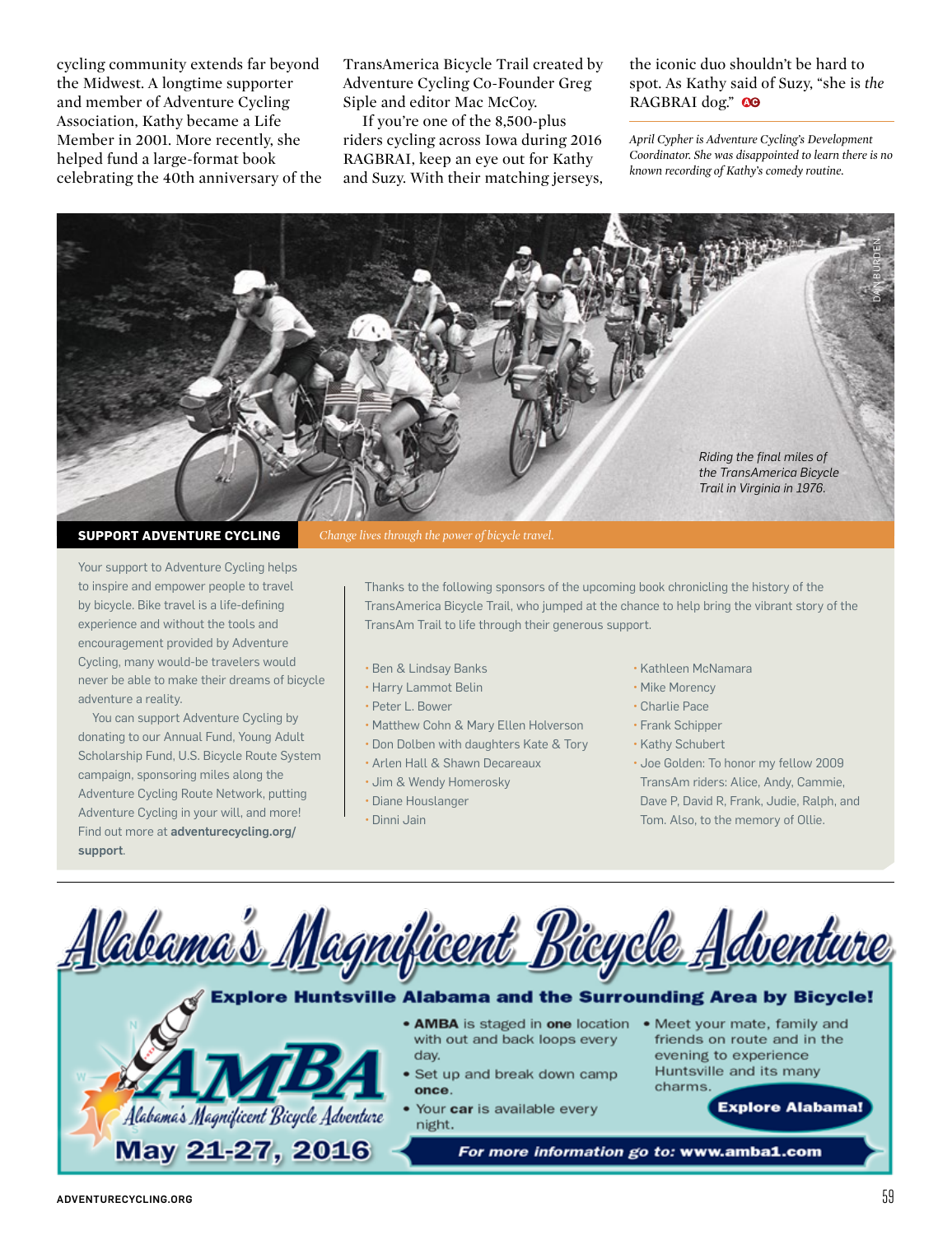cycling community extends far beyond the Midwest. A longtime supporter and member of Adventure Cycling Association, Kathy became a Life Member in 2001. More recently, she helped fund a large-format book celebrating the 40th anniversary of the TransAmerica Bicycle Trail created by Adventure Cycling Co-Founder Greg Siple and editor Mac McCoy.

If you're one of the 8,500-plus riders cycling across Iowa during 2016 RAGBRAI, keep an eye out for Kathy and Suzy. With their matching jerseys, the iconic duo shouldn't be hard to spot. As Kathy said of Suzy, "she is *the* RAGBRAI dog."

*April Cypher is Adventure Cycling's Development Coordinator. She was disappointed to learn there is no known recording of Kathy's comedy routine.*

DAN BURDEN

*Riding the final miles of the TransAmerica Bicycle Trail in Virginia in 1976.*

## SUPPORT ADVENTURE CYCLING

*Change lives through the power of bicycle travel.*

Your support to Adventure Cycling helps to inspire and empower people to travel by bicycle. Bike travel is a life-defining experience and without the tools and encouragement provided by Adventure Cycling, many would-be travelers would never be able to make their dreams of bicycle adventure a reality.

You can support Adventure Cycling by donating to our Annual Fund, Young Adult Scholarship Fund, U.S. Bicycle Route System campaign, sponsoring miles along the Adventure Cycling Route Network, putting Adventure Cycling in your will, and more! Find out more at **adventurecycling.org/support**.

Thanks to the following sponsors of the upcoming book chronicling the history of the TransAmerica Bicycle Trail, who jumped at the chance to help bring the vibrant story of the TransAm Trail to life through their generous support.

- Ben & Lindsay Banks
- Harry Lammot Belin
- Peter L. Bower
- Matthew Cohn & Mary Ellen Holverson
- Don Dolben with daughters Kate & Tory
- Arlen Hall & Shawn Decareaux
- Jim & Wendy Homerosky
- Diane Houslanger
- Dinni Jain
- Kathleen McNamara
- Mike Morency
- Charlie Pace
- Frank Schipper
- Kathy Schubert
- Joe Golden: To honor my fellow 2009 TransAm riders: Alice, Andy, Cammie, Dave P, David R, Frank, Judie, Ralph, and Tom. Also, to the memory of Ollie.

# Alabama's Magnificent Bicycle Adventure

**Explore Huntsville Alabama and the Surrounding Area by Bicycle!**

AMBA
Alabama's Magnificent Bicycle Adventure

**May 21-27, 2016**

- **AMBA** is staged in **one** location with out and back loops every day.
- Set up and break down camp **once**.
- Your **car** is available every night.
- Meet your mate, family and friends on route and in the evening to experience Huntsville and its many charms.

**Explore Alabama!**

***For more information go to: www.amba1.com***